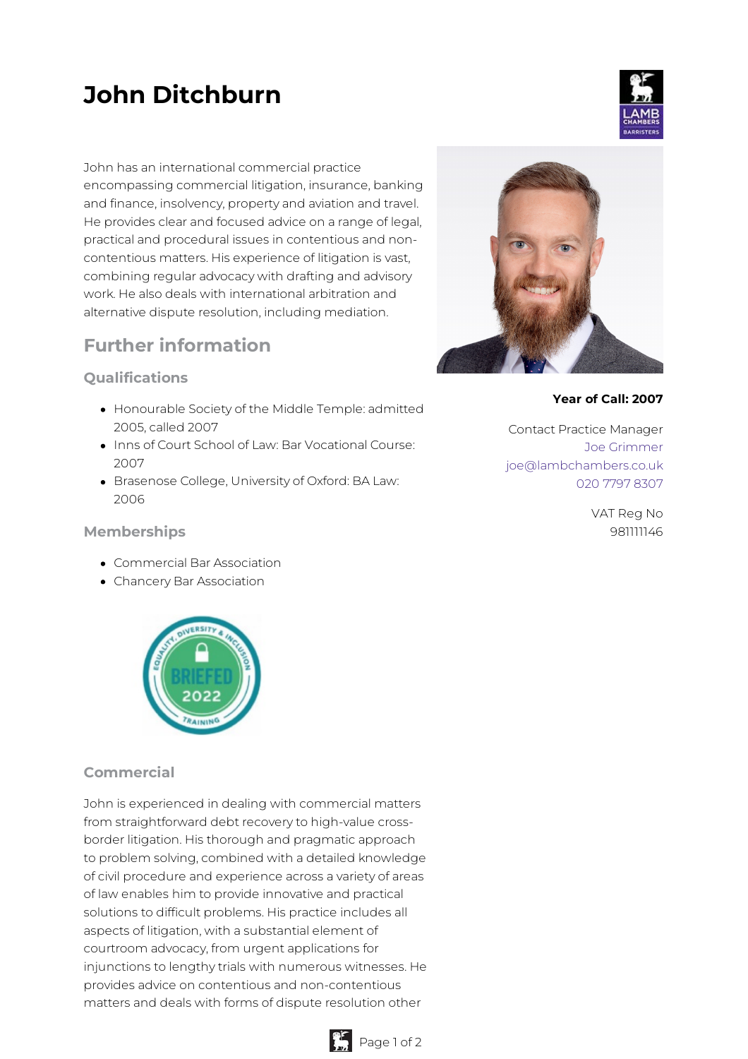# John Ditchburn

John has an international commercial practice encompassing commercial litigation, insurance, banking and finance, insolvency, property and aviation and travel. He provides clear and focused advice on a range of legal, practical and procedural issues in contentious and non-contentious matters. His experience of litigation is vast, combining regular advocacy with drafting and advisory work. He also deals with international arbitration and alternative dispute resolution, including mediation.

**Year of Call: 2007**

Contact Practice Manager
Joe Grimmer
joe@lambchambers.co.uk
020 7797 8307

VAT Reg No
981111146

## Further information

### Qualifications

- Honourable Society of the Middle Temple: admitted 2005, called 2007
- Inns of Court School of Law: Bar Vocational Course: 2007
- Brasenose College, University of Oxford: BA Law: 2006

### Memberships

- Commercial Bar Association
- Chancery Bar Association

### Commercial

John is experienced in dealing with commercial matters from straightforward debt recovery to high-value cross-border litigation. His thorough and pragmatic approach to problem solving, combined with a detailed knowledge of civil procedure and experience across a variety of areas of law enables him to provide innovative and practical solutions to difficult problems. His practice includes all aspects of litigation, with a substantial element of courtroom advocacy, from urgent applications for injunctions to lengthy trials with numerous witnesses. He provides advice on contentious and non-contentious matters and deals with forms of dispute resolution other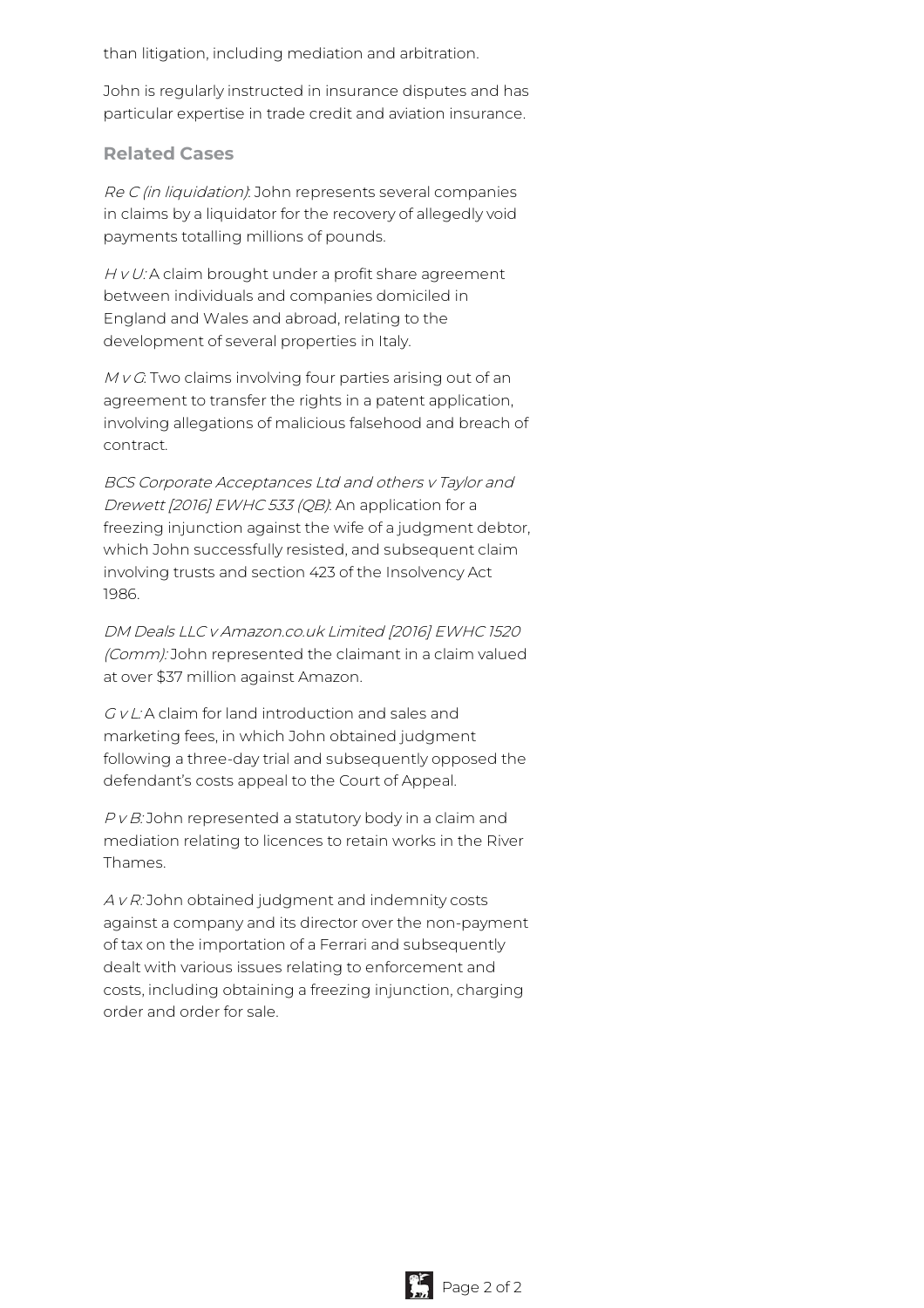than litigation, including mediation and arbitration.

John is regularly instructed in insurance disputes and has particular expertise in trade credit and aviation insurance.

### Related Cases

*Re C (in liquidation)*: John represents several companies in claims by a liquidator for the recovery of allegedly void payments totalling millions of pounds.

*H v U:* A claim brought under a profit share agreement between individuals and companies domiciled in England and Wales and abroad, relating to the development of several properties in Italy.

*M v G*: Two claims involving four parties arising out of an agreement to transfer the rights in a patent application, involving allegations of malicious falsehood and breach of contract.

*BCS Corporate Acceptances Ltd and others v Taylor and Drewett [2016] EWHC 533 (QB)*: An application for a freezing injunction against the wife of a judgment debtor, which John successfully resisted, and subsequent claim involving trusts and section 423 of the Insolvency Act 1986.

*DM Deals LLC v Amazon.co.uk Limited [2016] EWHC 1520 (Comm):* John represented the claimant in a claim valued at over $37 million against Amazon.

*G v L:* A claim for land introduction and sales and marketing fees, in which John obtained judgment following a three-day trial and subsequently opposed the defendant's costs appeal to the Court of Appeal.

*P v B:* John represented a statutory body in a claim and mediation relating to licences to retain works in the River Thames.

*A v R:* John obtained judgment and indemnity costs against a company and its director over the non-payment of tax on the importation of a Ferrari and subsequently dealt with various issues relating to enforcement and costs, including obtaining a freezing injunction, charging order and order for sale.